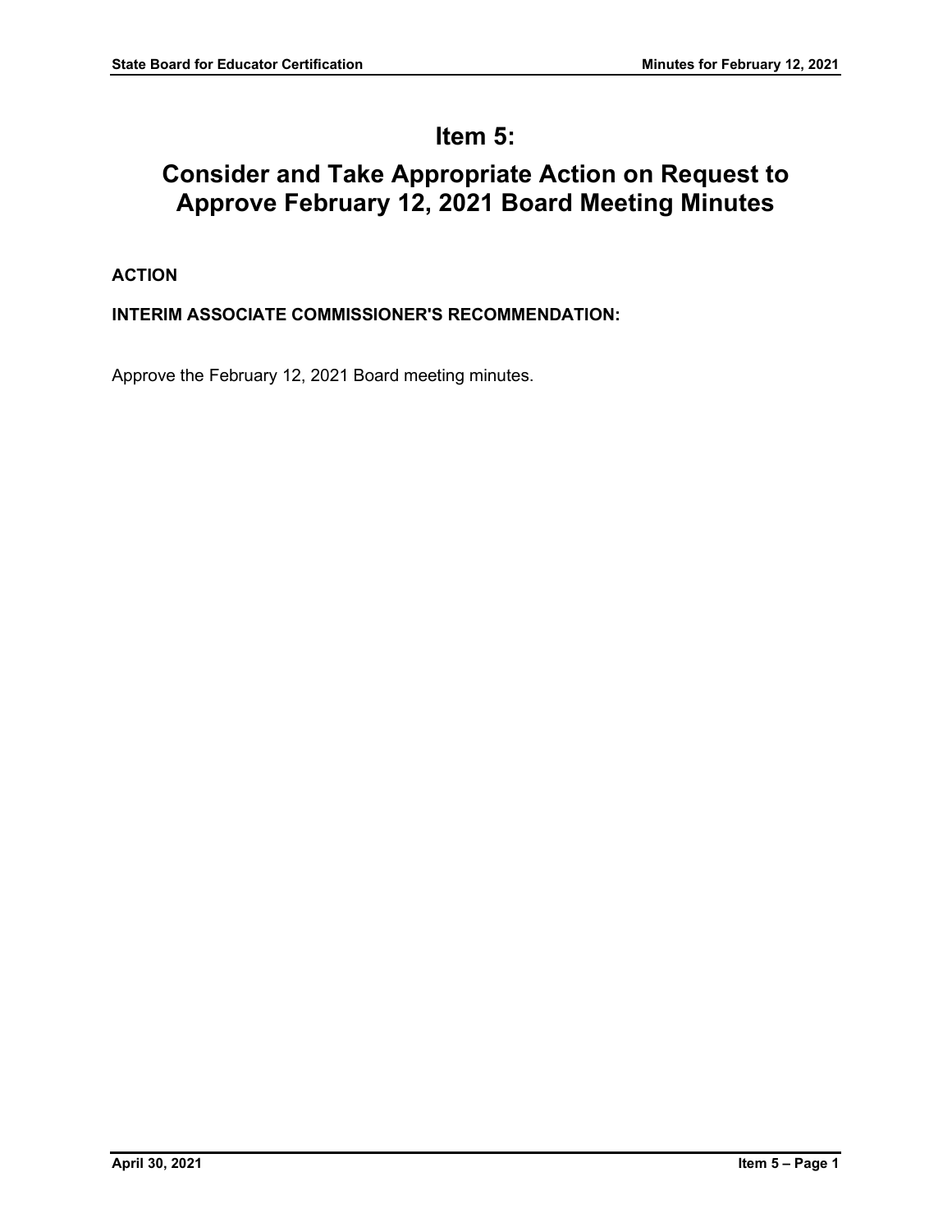# Item 5:

# Consider and Take Appropriate Action on Request to Approve February 12, 2021 Board Meeting Minutes

**ACTION**

**INTERIM ASSOCIATE COMMISSIONER'S RECOMMENDATION:**

Approve the February 12, 2021 Board meeting minutes.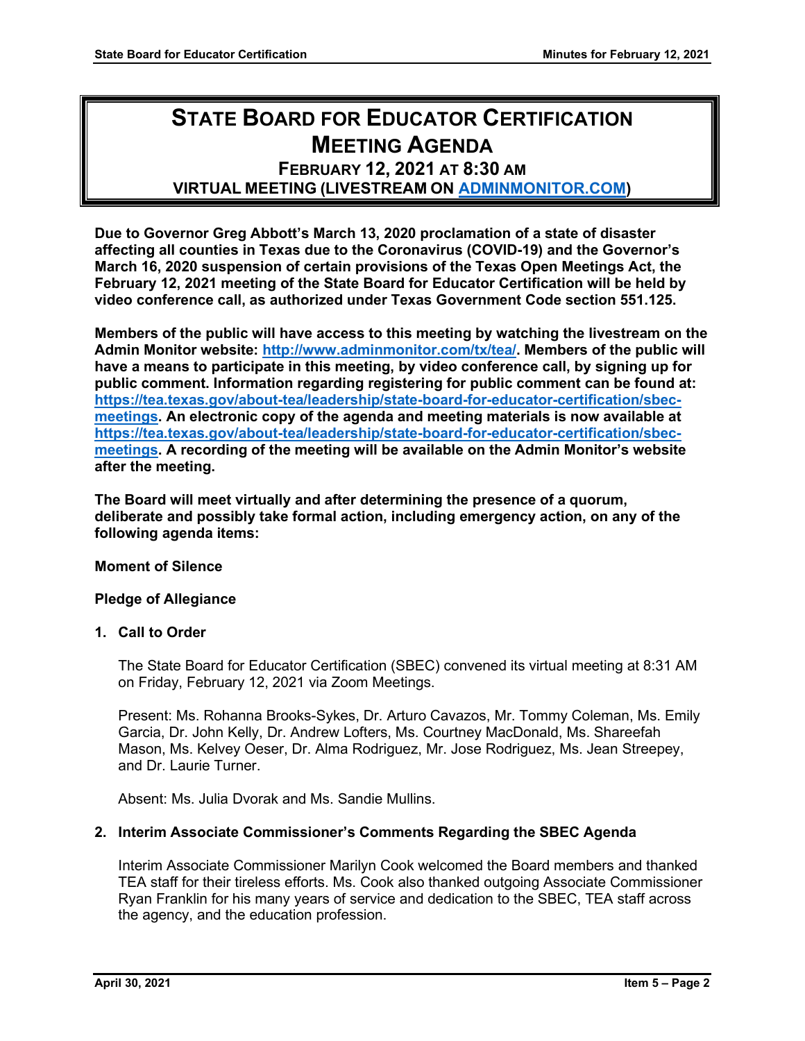# STATE BOARD FOR EDUCATOR CERTIFICATION MEETING AGENDA

## FEBRUARY 12, 2021 AT 8:30 AM

## VIRTUAL MEETING (LIVESTREAM ON [ADMINMONITOR.COM](http://www.adminmonitor.com/tx/tea/))

**Due to Governor Greg Abbott's March 13, 2020 proclamation of a state of disaster affecting all counties in Texas due to the Coronavirus (COVID-19) and the Governor's March 16, 2020 suspension of certain provisions of the Texas Open Meetings Act, the February 12, 2021 meeting of the State Board for Educator Certification will be held by video conference call, as authorized under Texas Government Code section 551.125.**

**Members of the public will have access to this meeting by watching the livestream on the Admin Monitor website: [http://www.adminmonitor.com/tx/tea/](http://www.adminmonitor.com/tx/tea/). Members of the public will have a means to participate in this meeting, by video conference call, by signing up for public comment. Information regarding registering for public comment can be found at: [https://tea.texas.gov/about-tea/leadership/state-board-for-educator-certification/sbec-meetings](https://tea.texas.gov/about-tea/leadership/state-board-for-educator-certification/sbec-meetings). An electronic copy of the agenda and meeting materials is now available at [https://tea.texas.gov/about-tea/leadership/state-board-for-educator-certification/sbec-meetings](https://tea.texas.gov/about-tea/leadership/state-board-for-educator-certification/sbec-meetings). A recording of the meeting will be available on the Admin Monitor's website after the meeting.**

**The Board will meet virtually and after determining the presence of a quorum, deliberate and possibly take formal action, including emergency action, on any of the following agenda items:**

**Moment of Silence**

**Pledge of Allegiance**

**1. Call to Order**

The State Board for Educator Certification (SBEC) convened its virtual meeting at 8:31 AM on Friday, February 12, 2021 via Zoom Meetings.

Present: Ms. Rohanna Brooks-Sykes, Dr. Arturo Cavazos, Mr. Tommy Coleman, Ms. Emily Garcia, Dr. John Kelly, Dr. Andrew Lofters, Ms. Courtney MacDonald, Ms. Shareefah Mason, Ms. Kelvey Oeser, Dr. Alma Rodriguez, Mr. Jose Rodriguez, Ms. Jean Streepey, and Dr. Laurie Turner.

Absent: Ms. Julia Dvorak and Ms. Sandie Mullins.

**2. Interim Associate Commissioner's Comments Regarding the SBEC Agenda**

Interim Associate Commissioner Marilyn Cook welcomed the Board members and thanked TEA staff for their tireless efforts. Ms. Cook also thanked outgoing Associate Commissioner Ryan Franklin for his many years of service and dedication to the SBEC, TEA staff across the agency, and the education profession.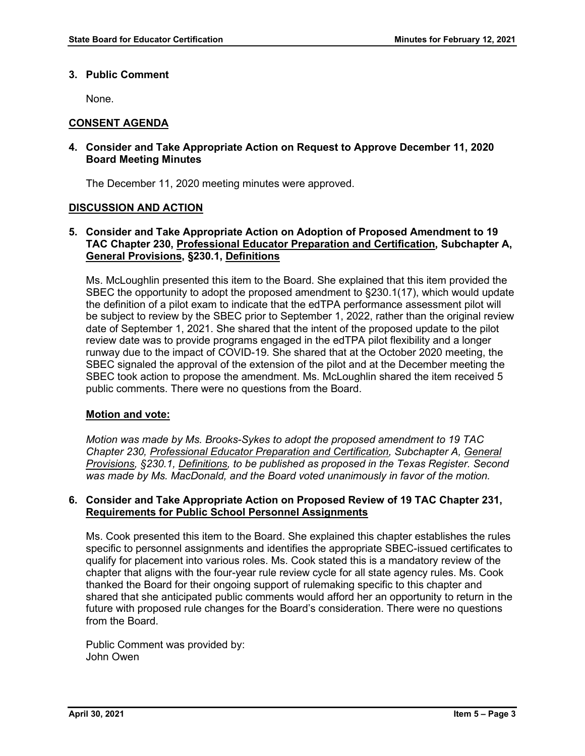**3. Public Comment**

None.

**CONSENT AGENDA**

**4. Consider and Take Appropriate Action on Request to Approve December 11, 2020 Board Meeting Minutes**

The December 11, 2020 meeting minutes were approved.

**DISCUSSION AND ACTION**

**5. Consider and Take Appropriate Action on Adoption of Proposed Amendment to 19 TAC Chapter 230, Professional Educator Preparation and Certification, Subchapter A, General Provisions, §230.1, Definitions**

Ms. McLoughlin presented this item to the Board. She explained that this item provided the SBEC the opportunity to adopt the proposed amendment to §230.1(17), which would update the definition of a pilot exam to indicate that the edTPA performance assessment pilot will be subject to review by the SBEC prior to September 1, 2022, rather than the original review date of September 1, 2021. She shared that the intent of the proposed update to the pilot review date was to provide programs engaged in the edTPA pilot flexibility and a longer runway due to the impact of COVID-19. She shared that at the October 2020 meeting, the SBEC signaled the approval of the extension of the pilot and at the December meeting the SBEC took action to propose the amendment. Ms. McLoughlin shared the item received 5 public comments. There were no questions from the Board.

**Motion and vote:**

*Motion was made by Ms. Brooks-Sykes to adopt the proposed amendment to 19 TAC Chapter 230, Professional Educator Preparation and Certification, Subchapter A, General Provisions, §230.1, Definitions, to be published as proposed in the Texas Register. Second was made by Ms. MacDonald, and the Board voted unanimously in favor of the motion.*

**6. Consider and Take Appropriate Action on Proposed Review of 19 TAC Chapter 231, Requirements for Public School Personnel Assignments**

Ms. Cook presented this item to the Board. She explained this chapter establishes the rules specific to personnel assignments and identifies the appropriate SBEC-issued certificates to qualify for placement into various roles. Ms. Cook stated this is a mandatory review of the chapter that aligns with the four-year rule review cycle for all state agency rules. Ms. Cook thanked the Board for their ongoing support of rulemaking specific to this chapter and shared that she anticipated public comments would afford her an opportunity to return in the future with proposed rule changes for the Board's consideration. There were no questions from the Board.

Public Comment was provided by:
John Owen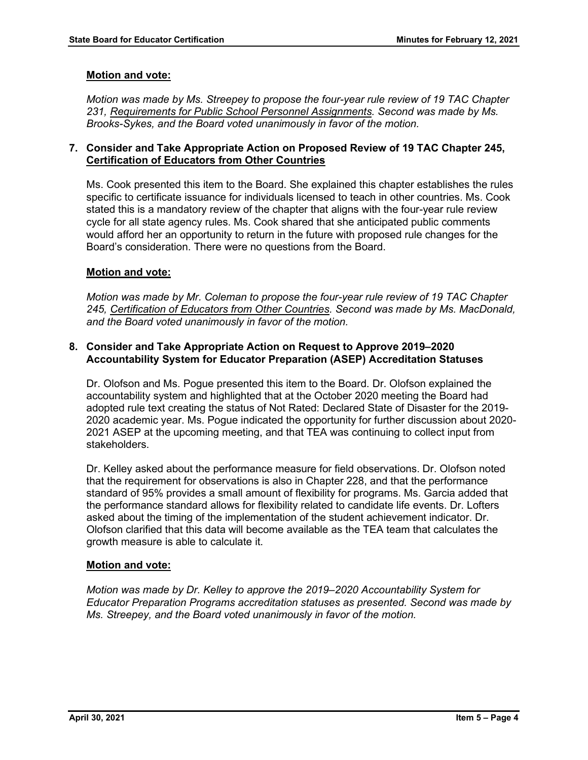**Motion and vote:**

*Motion was made by Ms. Streepey to propose the four-year rule review of 19 TAC Chapter 231, Requirements for Public School Personnel Assignments. Second was made by Ms. Brooks-Sykes, and the Board voted unanimously in favor of the motion.*

**7. Consider and Take Appropriate Action on Proposed Review of 19 TAC Chapter 245, Certification of Educators from Other Countries**

Ms. Cook presented this item to the Board. She explained this chapter establishes the rules specific to certificate issuance for individuals licensed to teach in other countries. Ms. Cook stated this is a mandatory review of the chapter that aligns with the four-year rule review cycle for all state agency rules. Ms. Cook shared that she anticipated public comments would afford her an opportunity to return in the future with proposed rule changes for the Board's consideration. There were no questions from the Board.

**Motion and vote:**

*Motion was made by Mr. Coleman to propose the four-year rule review of 19 TAC Chapter 245, Certification of Educators from Other Countries. Second was made by Ms. MacDonald, and the Board voted unanimously in favor of the motion.*

**8. Consider and Take Appropriate Action on Request to Approve 2019–2020 Accountability System for Educator Preparation (ASEP) Accreditation Statuses**

Dr. Olofson and Ms. Pogue presented this item to the Board. Dr. Olofson explained the accountability system and highlighted that at the October 2020 meeting the Board had adopted rule text creating the status of Not Rated: Declared State of Disaster for the 2019-2020 academic year. Ms. Pogue indicated the opportunity for further discussion about 2020-2021 ASEP at the upcoming meeting, and that TEA was continuing to collect input from stakeholders.

Dr. Kelley asked about the performance measure for field observations. Dr. Olofson noted that the requirement for observations is also in Chapter 228, and that the performance standard of 95% provides a small amount of flexibility for programs. Ms. Garcia added that the performance standard allows for flexibility related to candidate life events. Dr. Lofters asked about the timing of the implementation of the student achievement indicator. Dr. Olofson clarified that this data will become available as the TEA team that calculates the growth measure is able to calculate it.

**Motion and vote:**

*Motion was made by Dr. Kelley to approve the 2019–2020 Accountability System for Educator Preparation Programs accreditation statuses as presented. Second was made by Ms. Streepey, and the Board voted unanimously in favor of the motion.*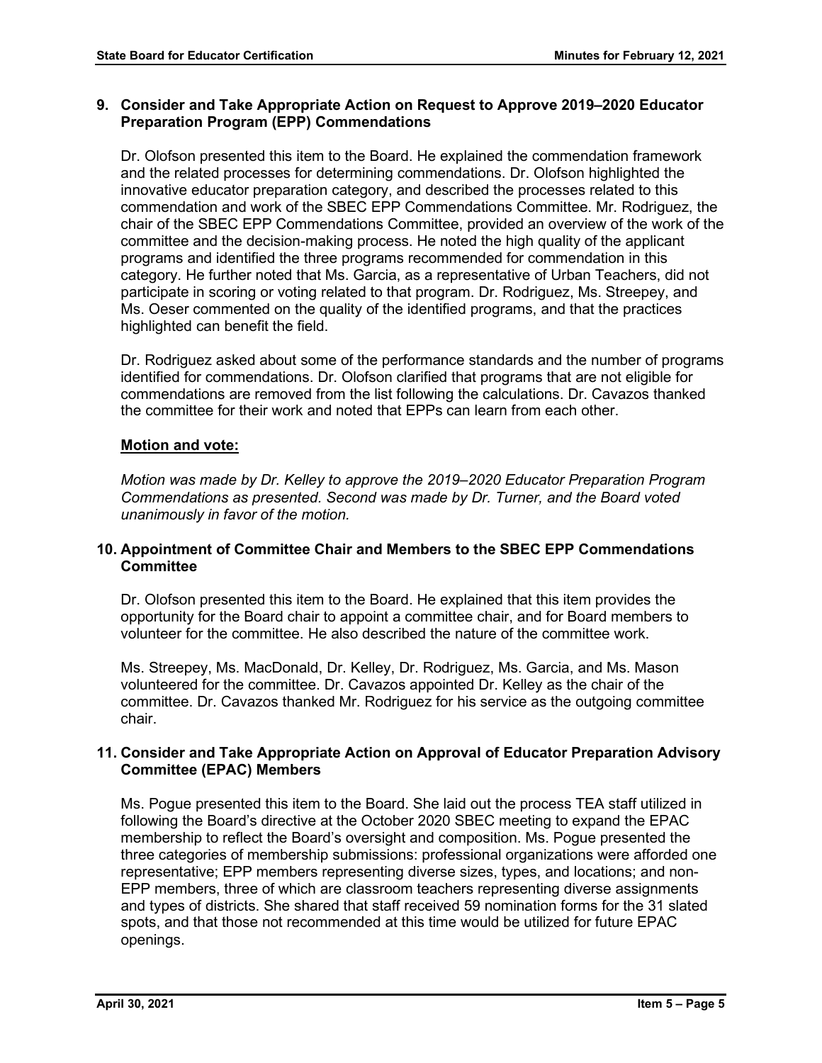### 9. Consider and Take Appropriate Action on Request to Approve 2019–2020 Educator Preparation Program (EPP) Commendations

Dr. Olofson presented this item to the Board. He explained the commendation framework and the related processes for determining commendations. Dr. Olofson highlighted the innovative educator preparation category, and described the processes related to this commendation and work of the SBEC EPP Commendations Committee. Mr. Rodriguez, the chair of the SBEC EPP Commendations Committee, provided an overview of the work of the committee and the decision-making process. He noted the high quality of the applicant programs and identified the three programs recommended for commendation in this category. He further noted that Ms. Garcia, as a representative of Urban Teachers, did not participate in scoring or voting related to that program. Dr. Rodriguez, Ms. Streepey, and Ms. Oeser commented on the quality of the identified programs, and that the practices highlighted can benefit the field.

Dr. Rodriguez asked about some of the performance standards and the number of programs identified for commendations. Dr. Olofson clarified that programs that are not eligible for commendations are removed from the list following the calculations. Dr. Cavazos thanked the committee for their work and noted that EPPs can learn from each other.

**Motion and vote:**

*Motion was made by Dr. Kelley to approve the 2019–2020 Educator Preparation Program Commendations as presented. Second was made by Dr. Turner, and the Board voted unanimously in favor of the motion.*

### 10. Appointment of Committee Chair and Members to the SBEC EPP Commendations Committee

Dr. Olofson presented this item to the Board. He explained that this item provides the opportunity for the Board chair to appoint a committee chair, and for Board members to volunteer for the committee. He also described the nature of the committee work.

Ms. Streepey, Ms. MacDonald, Dr. Kelley, Dr. Rodriguez, Ms. Garcia, and Ms. Mason volunteered for the committee. Dr. Cavazos appointed Dr. Kelley as the chair of the committee. Dr. Cavazos thanked Mr. Rodriguez for his service as the outgoing committee chair.

### 11. Consider and Take Appropriate Action on Approval of Educator Preparation Advisory Committee (EPAC) Members

Ms. Pogue presented this item to the Board. She laid out the process TEA staff utilized in following the Board's directive at the October 2020 SBEC meeting to expand the EPAC membership to reflect the Board's oversight and composition. Ms. Pogue presented the three categories of membership submissions: professional organizations were afforded one representative; EPP members representing diverse sizes, types, and locations; and non-EPP members, three of which are classroom teachers representing diverse assignments and types of districts. She shared that staff received 59 nomination forms for the 31 slated spots, and that those not recommended at this time would be utilized for future EPAC openings.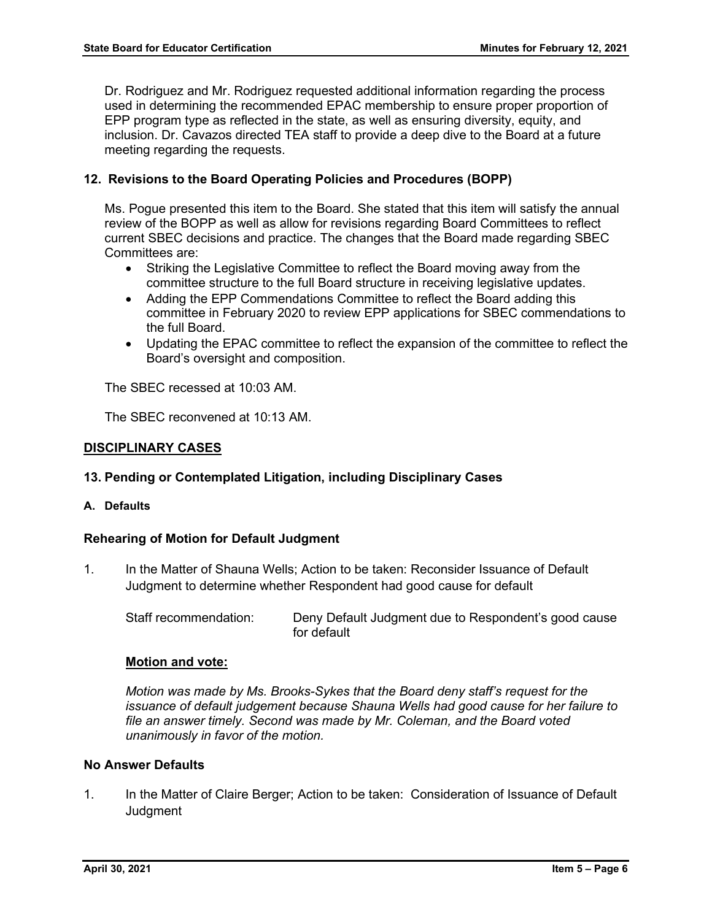Dr. Rodriguez and Mr. Rodriguez requested additional information regarding the process used in determining the recommended EPAC membership to ensure proper proportion of EPP program type as reflected in the state, as well as ensuring diversity, equity, and inclusion. Dr. Cavazos directed TEA staff to provide a deep dive to the Board at a future meeting regarding the requests.

### 12. Revisions to the Board Operating Policies and Procedures (BOPP)

Ms. Pogue presented this item to the Board. She stated that this item will satisfy the annual review of the BOPP as well as allow for revisions regarding Board Committees to reflect current SBEC decisions and practice. The changes that the Board made regarding SBEC Committees are:

- Striking the Legislative Committee to reflect the Board moving away from the committee structure to the full Board structure in receiving legislative updates.
- Adding the EPP Commendations Committee to reflect the Board adding this committee in February 2020 to review EPP applications for SBEC commendations to the full Board.
- Updating the EPAC committee to reflect the expansion of the committee to reflect the Board's oversight and composition.

The SBEC recessed at 10:03 AM.

The SBEC reconvened at 10:13 AM.

## DISCIPLINARY CASES

### 13. Pending or Contemplated Litigation, including Disciplinary Cases

#### A. Defaults

### Rehearing of Motion for Default Judgment

1. In the Matter of Shauna Wells; Action to be taken: Reconsider Issuance of Default Judgment to determine whether Respondent had good cause for default

   Staff recommendation: Deny Default Judgment due to Respondent's good cause for default

   **Motion and vote:**

   *Motion was made by Ms. Brooks-Sykes that the Board deny staff's request for the issuance of default judgement because Shauna Wells had good cause for her failure to file an answer timely. Second was made by Mr. Coleman, and the Board voted unanimously in favor of the motion.*

### No Answer Defaults

1. In the Matter of Claire Berger; Action to be taken: Consideration of Issuance of Default Judgment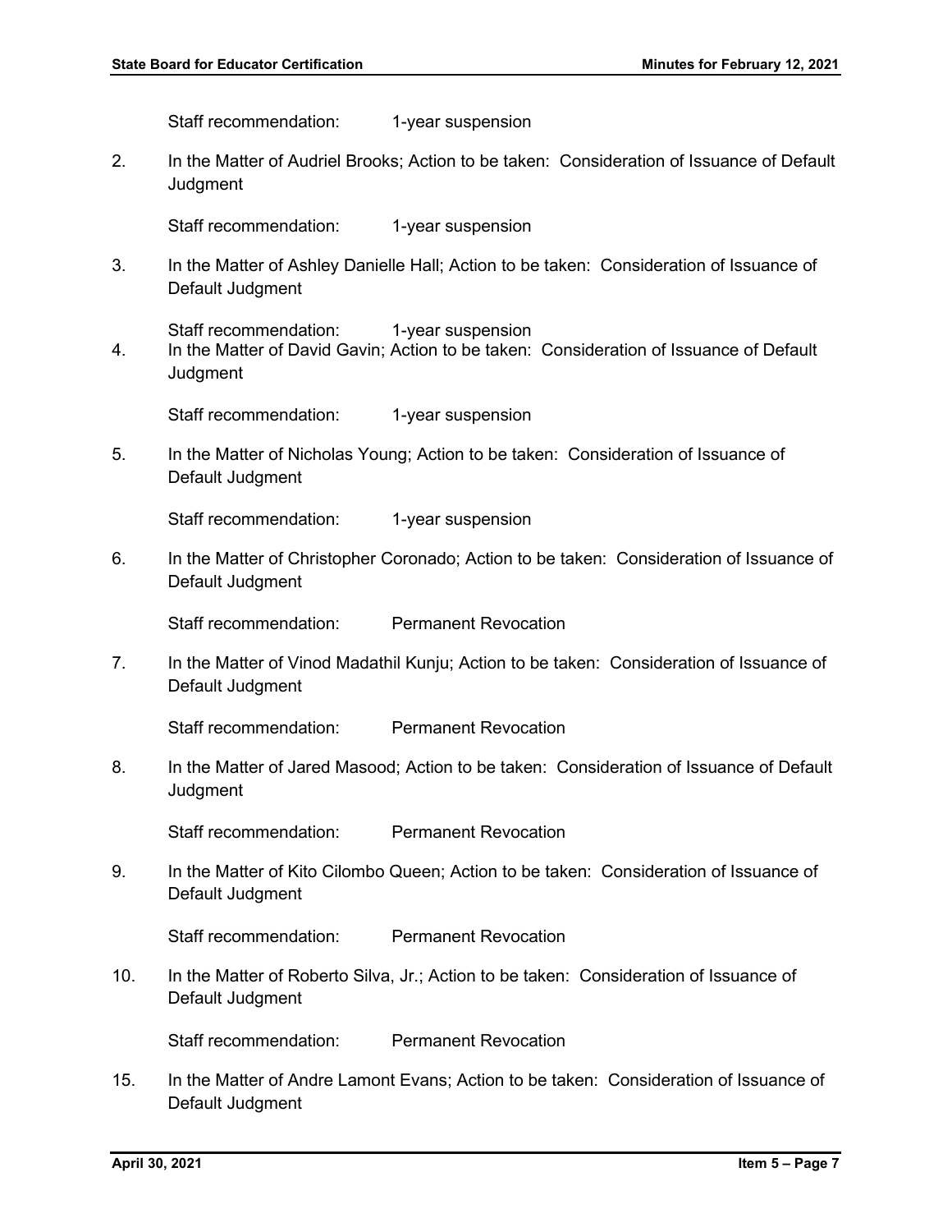Staff recommendation: 1-year suspension

2. In the Matter of Audriel Brooks; Action to be taken: Consideration of Issuance of Default Judgment

   Staff recommendation: 1-year suspension

3. In the Matter of Ashley Danielle Hall; Action to be taken: Consideration of Issuance of Default Judgment

   Staff recommendation: 1-year suspension

4. In the Matter of David Gavin; Action to be taken: Consideration of Issuance of Default Judgment

   Staff recommendation: 1-year suspension

5. In the Matter of Nicholas Young; Action to be taken: Consideration of Issuance of Default Judgment

   Staff recommendation: 1-year suspension

6. In the Matter of Christopher Coronado; Action to be taken: Consideration of Issuance of Default Judgment

   Staff recommendation: Permanent Revocation

7. In the Matter of Vinod Madathil Kunju; Action to be taken: Consideration of Issuance of Default Judgment

   Staff recommendation: Permanent Revocation

8. In the Matter of Jared Masood; Action to be taken: Consideration of Issuance of Default Judgment

   Staff recommendation: Permanent Revocation

9. In the Matter of Kito Cilombo Queen; Action to be taken: Consideration of Issuance of Default Judgment

   Staff recommendation: Permanent Revocation

10. In the Matter of Roberto Silva, Jr.; Action to be taken: Consideration of Issuance of Default Judgment

    Staff recommendation: Permanent Revocation

15. In the Matter of Andre Lamont Evans; Action to be taken: Consideration of Issuance of Default Judgment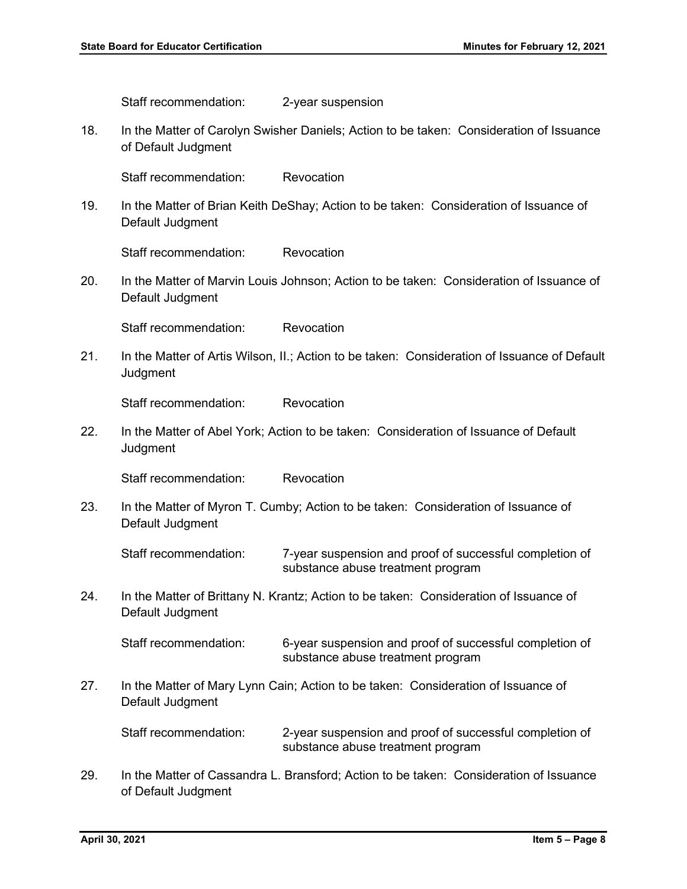Staff recommendation: 2-year suspension

18. In the Matter of Carolyn Swisher Daniels; Action to be taken: Consideration of Issuance of Default Judgment

    Staff recommendation: Revocation

19. In the Matter of Brian Keith DeShay; Action to be taken: Consideration of Issuance of Default Judgment

    Staff recommendation: Revocation

20. In the Matter of Marvin Louis Johnson; Action to be taken: Consideration of Issuance of Default Judgment

    Staff recommendation: Revocation

21. In the Matter of Artis Wilson, II.; Action to be taken: Consideration of Issuance of Default Judgment

    Staff recommendation: Revocation

22. In the Matter of Abel York; Action to be taken: Consideration of Issuance of Default Judgment

    Staff recommendation: Revocation

23. In the Matter of Myron T. Cumby; Action to be taken: Consideration of Issuance of Default Judgment

    Staff recommendation: 7-year suspension and proof of successful completion of substance abuse treatment program

24. In the Matter of Brittany N. Krantz; Action to be taken: Consideration of Issuance of Default Judgment

    Staff recommendation: 6-year suspension and proof of successful completion of substance abuse treatment program

27. In the Matter of Mary Lynn Cain; Action to be taken: Consideration of Issuance of Default Judgment

    Staff recommendation: 2-year suspension and proof of successful completion of substance abuse treatment program

29. In the Matter of Cassandra L. Bransford; Action to be taken: Consideration of Issuance of Default Judgment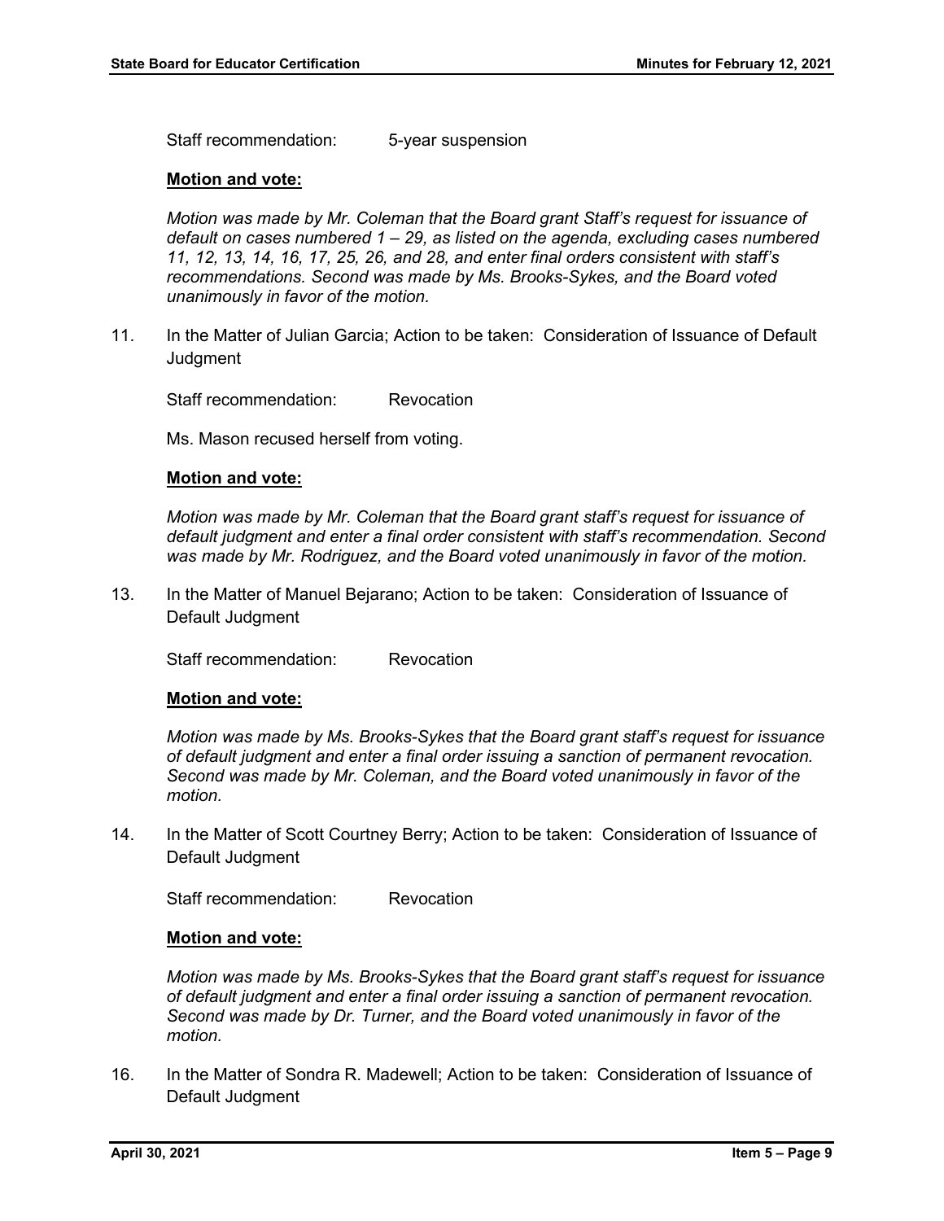Staff recommendation: 5-year suspension

**Motion and vote:**

*Motion was made by Mr. Coleman that the Board grant Staff's request for issuance of default on cases numbered 1 – 29, as listed on the agenda, excluding cases numbered 11, 12, 13, 14, 16, 17, 25, 26, and 28, and enter final orders consistent with staff's recommendations. Second was made by Ms. Brooks-Sykes, and the Board voted unanimously in favor of the motion.*

11. In the Matter of Julian Garcia; Action to be taken: Consideration of Issuance of Default Judgment

    Staff recommendation: Revocation

    Ms. Mason recused herself from voting.

    **Motion and vote:**

    *Motion was made by Mr. Coleman that the Board grant staff's request for issuance of default judgment and enter a final order consistent with staff's recommendation. Second was made by Mr. Rodriguez, and the Board voted unanimously in favor of the motion.*

13. In the Matter of Manuel Bejarano; Action to be taken: Consideration of Issuance of Default Judgment

    Staff recommendation: Revocation

    **Motion and vote:**

    *Motion was made by Ms. Brooks-Sykes that the Board grant staff's request for issuance of default judgment and enter a final order issuing a sanction of permanent revocation. Second was made by Mr. Coleman, and the Board voted unanimously in favor of the motion.*

14. In the Matter of Scott Courtney Berry; Action to be taken: Consideration of Issuance of Default Judgment

    Staff recommendation: Revocation

    **Motion and vote:**

    *Motion was made by Ms. Brooks-Sykes that the Board grant staff's request for issuance of default judgment and enter a final order issuing a sanction of permanent revocation. Second was made by Dr. Turner, and the Board voted unanimously in favor of the motion.*

16. In the Matter of Sondra R. Madewell; Action to be taken: Consideration of Issuance of Default Judgment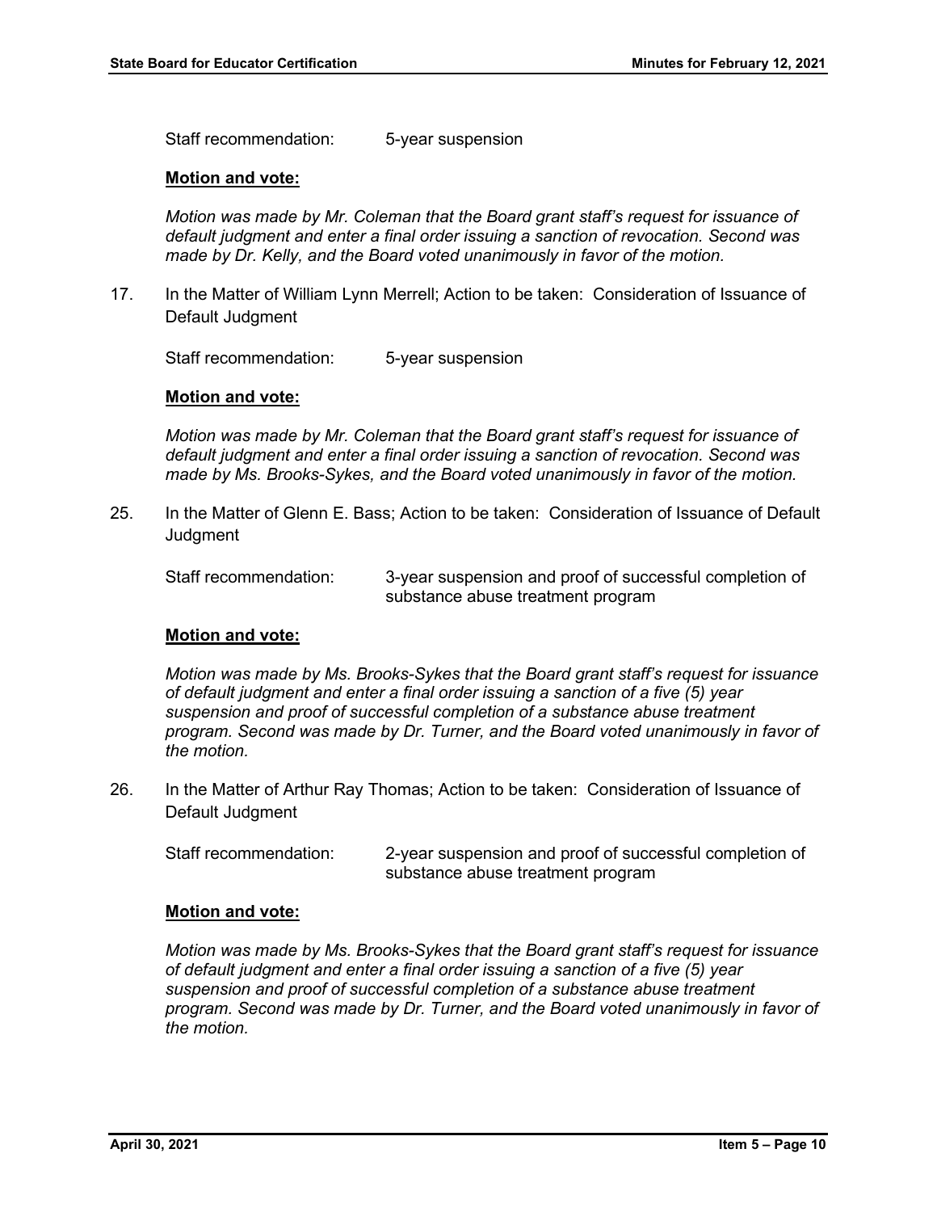Staff recommendation: 5-year suspension

**Motion and vote:**

*Motion was made by Mr. Coleman that the Board grant staff's request for issuance of default judgment and enter a final order issuing a sanction of revocation. Second was made by Dr. Kelly, and the Board voted unanimously in favor of the motion.*

17. In the Matter of William Lynn Merrell; Action to be taken: Consideration of Issuance of Default Judgment

    Staff recommendation: 5-year suspension

    **Motion and vote:**

    *Motion was made by Mr. Coleman that the Board grant staff's request for issuance of default judgment and enter a final order issuing a sanction of revocation. Second was made by Ms. Brooks-Sykes, and the Board voted unanimously in favor of the motion.*

25. In the Matter of Glenn E. Bass; Action to be taken: Consideration of Issuance of Default Judgment

    Staff recommendation: 3-year suspension and proof of successful completion of substance abuse treatment program

    **Motion and vote:**

    *Motion was made by Ms. Brooks-Sykes that the Board grant staff's request for issuance of default judgment and enter a final order issuing a sanction of a five (5) year suspension and proof of successful completion of a substance abuse treatment program. Second was made by Dr. Turner, and the Board voted unanimously in favor of the motion.*

26. In the Matter of Arthur Ray Thomas; Action to be taken: Consideration of Issuance of Default Judgment

    Staff recommendation: 2-year suspension and proof of successful completion of substance abuse treatment program

    **Motion and vote:**

    *Motion was made by Ms. Brooks-Sykes that the Board grant staff's request for issuance of default judgment and enter a final order issuing a sanction of a five (5) year suspension and proof of successful completion of a substance abuse treatment program. Second was made by Dr. Turner, and the Board voted unanimously in favor of the motion.*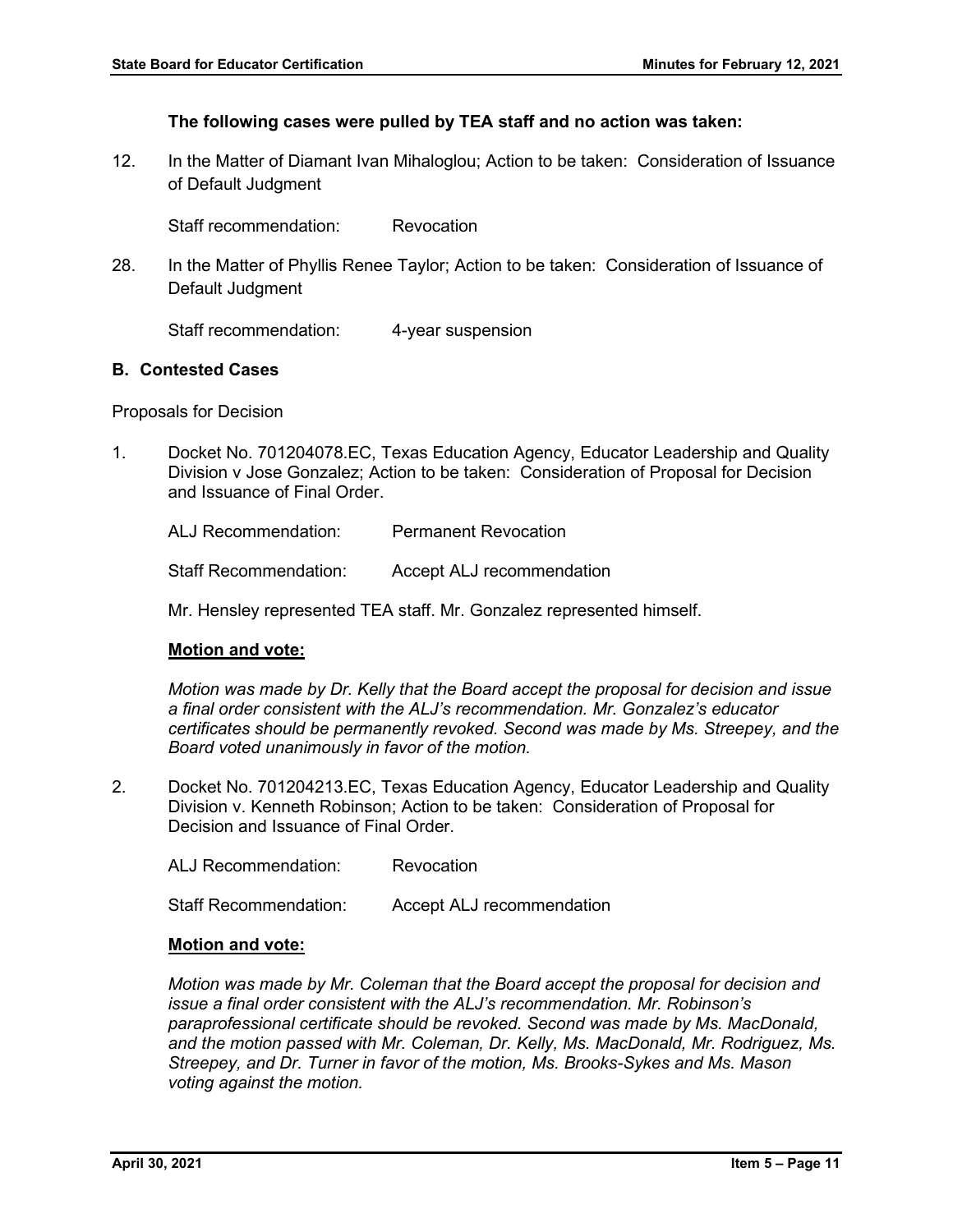**The following cases were pulled by TEA staff and no action was taken:**

12. In the Matter of Diamant Ivan Mihaloglou; Action to be taken: Consideration of Issuance of Default Judgment

    Staff recommendation: Revocation

28. In the Matter of Phyllis Renee Taylor; Action to be taken: Consideration of Issuance of Default Judgment

    Staff recommendation: 4-year suspension

## B. Contested Cases

Proposals for Decision

1. Docket No. 701204078.EC, Texas Education Agency, Educator Leadership and Quality Division v Jose Gonzalez; Action to be taken: Consideration of Proposal for Decision and Issuance of Final Order.

   ALJ Recommendation: Permanent Revocation

   Staff Recommendation: Accept ALJ recommendation

   Mr. Hensley represented TEA staff. Mr. Gonzalez represented himself.

   **Motion and vote:**

   *Motion was made by Dr. Kelly that the Board accept the proposal for decision and issue a final order consistent with the ALJ's recommendation. Mr. Gonzalez's educator certificates should be permanently revoked. Second was made by Ms. Streepey, and the Board voted unanimously in favor of the motion.*

2. Docket No. 701204213.EC, Texas Education Agency, Educator Leadership and Quality Division v. Kenneth Robinson; Action to be taken: Consideration of Proposal for Decision and Issuance of Final Order.

   ALJ Recommendation: Revocation

   Staff Recommendation: Accept ALJ recommendation

   **Motion and vote:**

   *Motion was made by Mr. Coleman that the Board accept the proposal for decision and issue a final order consistent with the ALJ's recommendation. Mr. Robinson's paraprofessional certificate should be revoked. Second was made by Ms. MacDonald, and the motion passed with Mr. Coleman, Dr. Kelly, Ms. MacDonald, Mr. Rodriguez, Ms. Streepey, and Dr. Turner in favor of the motion, Ms. Brooks-Sykes and Ms. Mason voting against the motion.*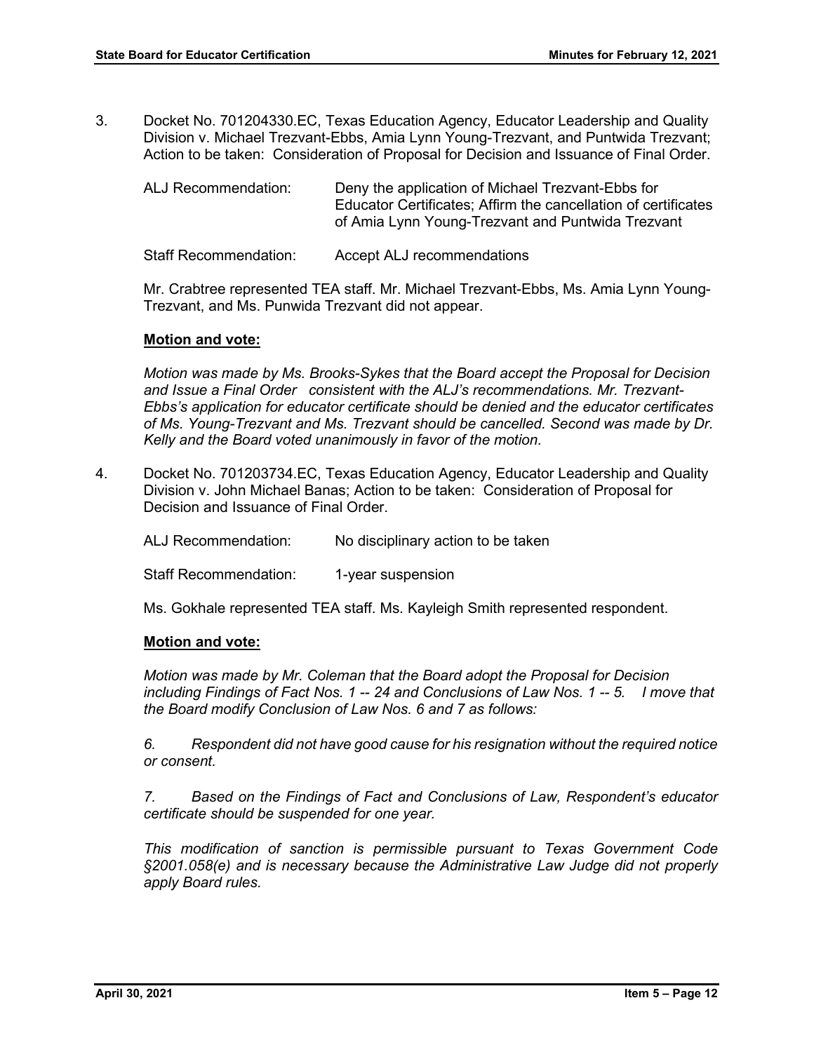3. Docket No. 701204330.EC, Texas Education Agency, Educator Leadership and Quality Division v. Michael Trezvant-Ebbs, Amia Lynn Young-Trezvant, and Puntwida Trezvant; Action to be taken: Consideration of Proposal for Decision and Issuance of Final Order.

   ALJ Recommendation: Deny the application of Michael Trezvant-Ebbs for Educator Certificates; Affirm the cancellation of certificates of Amia Lynn Young-Trezvant and Puntwida Trezvant

   Staff Recommendation: Accept ALJ recommendations

   Mr. Crabtree represented TEA staff. Mr. Michael Trezvant-Ebbs, Ms. Amia Lynn Young-Trezvant, and Ms. Punwida Trezvant did not appear.

   **Motion and vote:**

   *Motion was made by Ms. Brooks-Sykes that the Board accept the Proposal for Decision and Issue a Final Order consistent with the ALJ's recommendations. Mr. Trezvant-Ebbs's application for educator certificate should be denied and the educator certificates of Ms. Young-Trezvant and Ms. Trezvant should be cancelled. Second was made by Dr. Kelly and the Board voted unanimously in favor of the motion.*

4. Docket No. 701203734.EC, Texas Education Agency, Educator Leadership and Quality Division v. John Michael Banas; Action to be taken: Consideration of Proposal for Decision and Issuance of Final Order.

   ALJ Recommendation: No disciplinary action to be taken

   Staff Recommendation: 1-year suspension

   Ms. Gokhale represented TEA staff. Ms. Kayleigh Smith represented respondent.

   **Motion and vote:**

   *Motion was made by Mr. Coleman that the Board adopt the Proposal for Decision including Findings of Fact Nos. 1 -- 24 and Conclusions of Law Nos. 1 -- 5. I move that the Board modify Conclusion of Law Nos. 6 and 7 as follows:*

   *6. Respondent did not have good cause for his resignation without the required notice or consent.*

   *7. Based on the Findings of Fact and Conclusions of Law, Respondent's educator certificate should be suspended for one year.*

   *This modification of sanction is permissible pursuant to Texas Government Code §2001.058(e) and is necessary because the Administrative Law Judge did not properly apply Board rules.*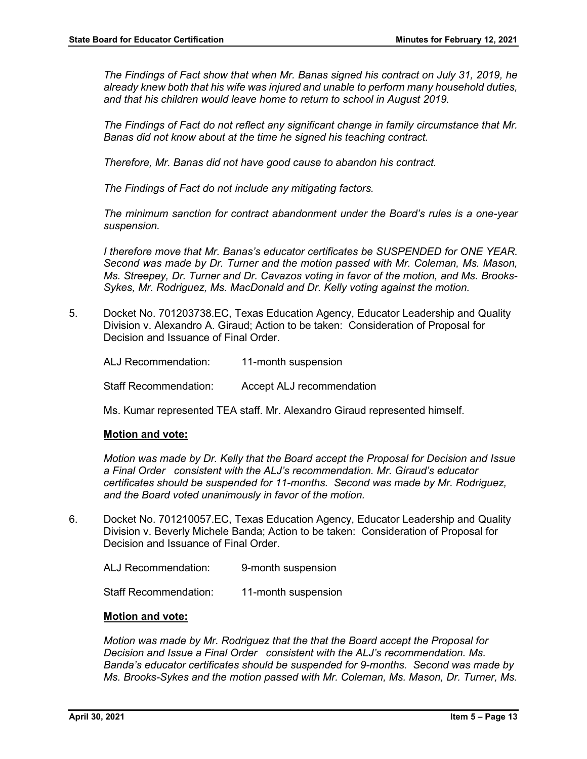*The Findings of Fact show that when Mr. Banas signed his contract on July 31, 2019, he already knew both that his wife was injured and unable to perform many household duties, and that his children would leave home to return to school in August 2019.*

*The Findings of Fact do not reflect any significant change in family circumstance that Mr. Banas did not know about at the time he signed his teaching contract.*

*Therefore, Mr. Banas did not have good cause to abandon his contract.*

*The Findings of Fact do not include any mitigating factors.*

*The minimum sanction for contract abandonment under the Board's rules is a one-year suspension.*

*I therefore move that Mr. Banas's educator certificates be SUSPENDED for ONE YEAR. Second was made by Dr. Turner and the motion passed with Mr. Coleman, Ms. Mason, Ms. Streepey, Dr. Turner and Dr. Cavazos voting in favor of the motion, and Ms. Brooks-Sykes, Mr. Rodriguez, Ms. MacDonald and Dr. Kelly voting against the motion.*

5. Docket No. 701203738.EC, Texas Education Agency, Educator Leadership and Quality Division v. Alexandro A. Giraud; Action to be taken: Consideration of Proposal for Decision and Issuance of Final Order.

   ALJ Recommendation: 11-month suspension

   Staff Recommendation: Accept ALJ recommendation

   Ms. Kumar represented TEA staff. Mr. Alexandro Giraud represented himself.

   **Motion and vote:**

   *Motion was made by Dr. Kelly that the Board accept the Proposal for Decision and Issue a Final Order consistent with the ALJ's recommendation. Mr. Giraud's educator certificates should be suspended for 11-months. Second was made by Mr. Rodriguez, and the Board voted unanimously in favor of the motion.*

6. Docket No. 701210057.EC, Texas Education Agency, Educator Leadership and Quality Division v. Beverly Michele Banda; Action to be taken: Consideration of Proposal for Decision and Issuance of Final Order.

   ALJ Recommendation: 9-month suspension

   Staff Recommendation: 11-month suspension

   **Motion and vote:**

   *Motion was made by Mr. Rodriguez that the that the Board accept the Proposal for Decision and Issue a Final Order consistent with the ALJ's recommendation. Ms. Banda's educator certificates should be suspended for 9-months. Second was made by Ms. Brooks-Sykes and the motion passed with Mr. Coleman, Ms. Mason, Dr. Turner, Ms.*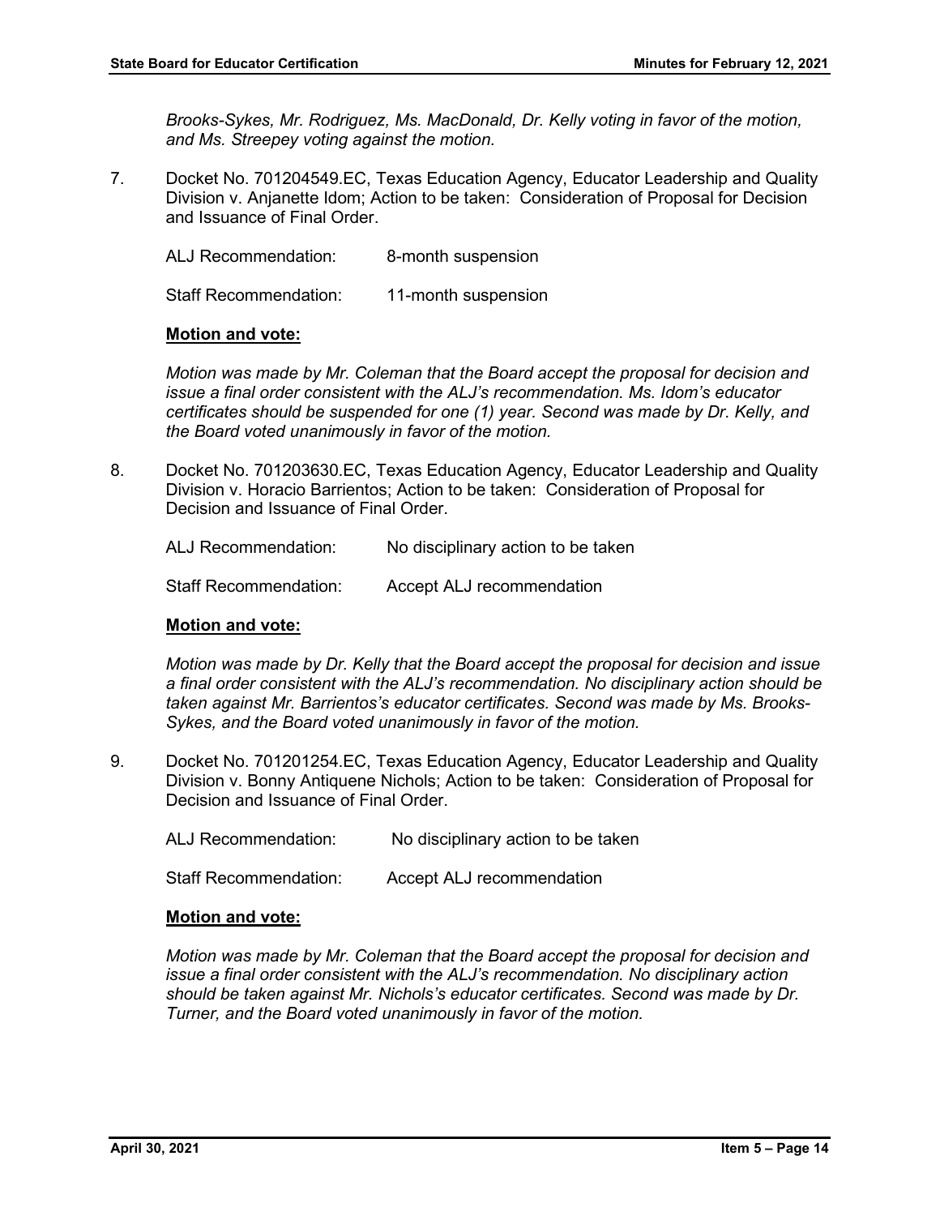*Brooks-Sykes, Mr. Rodriguez, Ms. MacDonald, Dr. Kelly voting in favor of the motion, and Ms. Streepey voting against the motion.*

7. Docket No. 701204549.EC, Texas Education Agency, Educator Leadership and Quality Division v. Anjanette Idom; Action to be taken: Consideration of Proposal for Decision and Issuance of Final Order.

   ALJ Recommendation: 8-month suspension

   Staff Recommendation: 11-month suspension

   **Motion and vote:**

   *Motion was made by Mr. Coleman that the Board accept the proposal for decision and issue a final order consistent with the ALJ's recommendation. Ms. Idom's educator certificates should be suspended for one (1) year. Second was made by Dr. Kelly, and the Board voted unanimously in favor of the motion.*

8. Docket No. 701203630.EC, Texas Education Agency, Educator Leadership and Quality Division v. Horacio Barrientos; Action to be taken: Consideration of Proposal for Decision and Issuance of Final Order.

   ALJ Recommendation: No disciplinary action to be taken

   Staff Recommendation: Accept ALJ recommendation

   **Motion and vote:**

   *Motion was made by Dr. Kelly that the Board accept the proposal for decision and issue a final order consistent with the ALJ's recommendation. No disciplinary action should be taken against Mr. Barrientos's educator certificates. Second was made by Ms. Brooks-Sykes, and the Board voted unanimously in favor of the motion.*

9. Docket No. 701201254.EC, Texas Education Agency, Educator Leadership and Quality Division v. Bonny Antiquene Nichols; Action to be taken: Consideration of Proposal for Decision and Issuance of Final Order.

   ALJ Recommendation: No disciplinary action to be taken

   Staff Recommendation: Accept ALJ recommendation

   **Motion and vote:**

   *Motion was made by Mr. Coleman that the Board accept the proposal for decision and issue a final order consistent with the ALJ's recommendation. No disciplinary action should be taken against Mr. Nichols's educator certificates. Second was made by Dr. Turner, and the Board voted unanimously in favor of the motion.*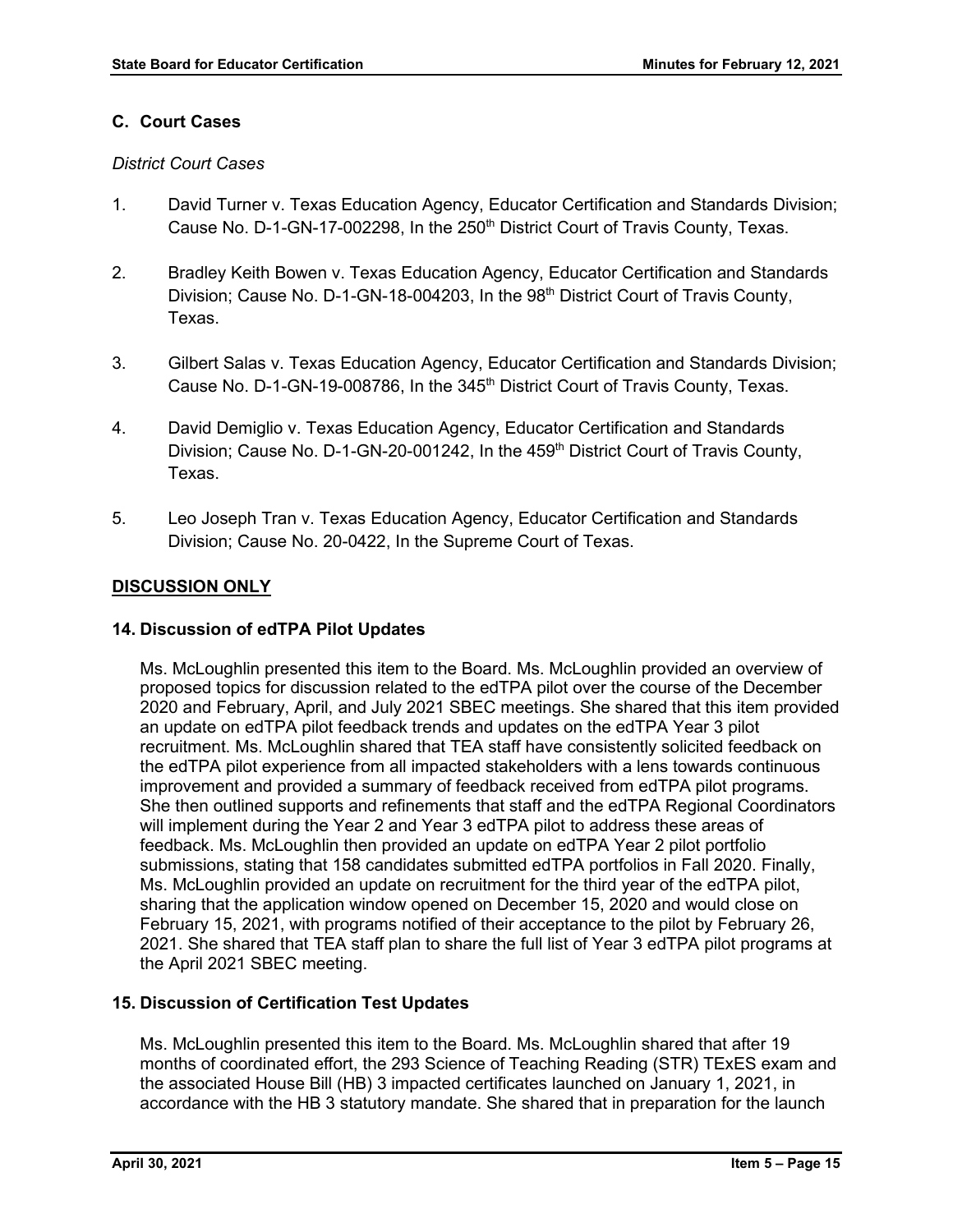### C. Court Cases

*District Court Cases*

1. David Turner v. Texas Education Agency, Educator Certification and Standards Division; Cause No. D-1-GN-17-002298, In the 250th District Court of Travis County, Texas.

2. Bradley Keith Bowen v. Texas Education Agency, Educator Certification and Standards Division; Cause No. D-1-GN-18-004203, In the 98th District Court of Travis County, Texas.

3. Gilbert Salas v. Texas Education Agency, Educator Certification and Standards Division; Cause No. D-1-GN-19-008786, In the 345th District Court of Travis County, Texas.

4. David Demiglio v. Texas Education Agency, Educator Certification and Standards Division; Cause No. D-1-GN-20-001242, In the 459th District Court of Travis County, Texas.

5. Leo Joseph Tran v. Texas Education Agency, Educator Certification and Standards Division; Cause No. 20-0422, In the Supreme Court of Texas.

## DISCUSSION ONLY

### 14. Discussion of edTPA Pilot Updates

Ms. McLoughlin presented this item to the Board. Ms. McLoughlin provided an overview of proposed topics for discussion related to the edTPA pilot over the course of the December 2020 and February, April, and July 2021 SBEC meetings. She shared that this item provided an update on edTPA pilot feedback trends and updates on the edTPA Year 3 pilot recruitment. Ms. McLoughlin shared that TEA staff have consistently solicited feedback on the edTPA pilot experience from all impacted stakeholders with a lens towards continuous improvement and provided a summary of feedback received from edTPA pilot programs. She then outlined supports and refinements that staff and the edTPA Regional Coordinators will implement during the Year 2 and Year 3 edTPA pilot to address these areas of feedback. Ms. McLoughlin then provided an update on edTPA Year 2 pilot portfolio submissions, stating that 158 candidates submitted edTPA portfolios in Fall 2020. Finally, Ms. McLoughlin provided an update on recruitment for the third year of the edTPA pilot, sharing that the application window opened on December 15, 2020 and would close on February 15, 2021, with programs notified of their acceptance to the pilot by February 26, 2021. She shared that TEA staff plan to share the full list of Year 3 edTPA pilot programs at the April 2021 SBEC meeting.

### 15. Discussion of Certification Test Updates

Ms. McLoughlin presented this item to the Board. Ms. McLoughlin shared that after 19 months of coordinated effort, the 293 Science of Teaching Reading (STR) TExES exam and the associated House Bill (HB) 3 impacted certificates launched on January 1, 2021, in accordance with the HB 3 statutory mandate. She shared that in preparation for the launch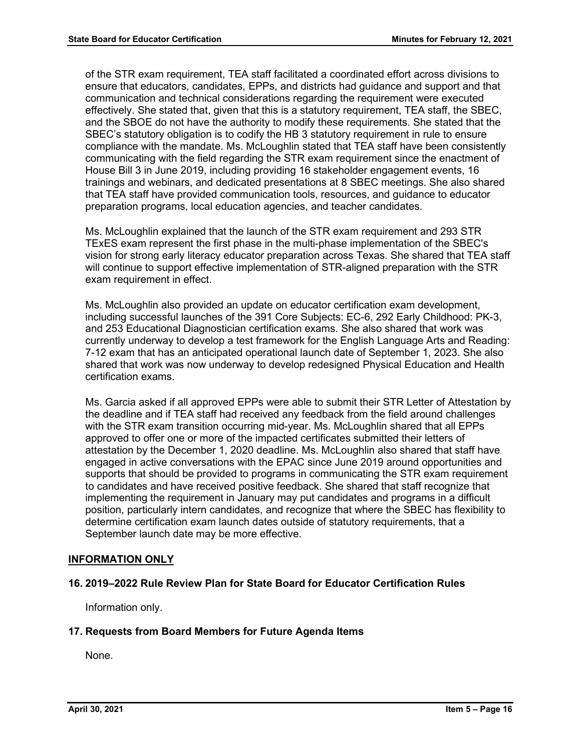of the STR exam requirement, TEA staff facilitated a coordinated effort across divisions to ensure that educators, candidates, EPPs, and districts had guidance and support and that communication and technical considerations regarding the requirement were executed effectively. She stated that, given that this is a statutory requirement, TEA staff, the SBEC, and the SBOE do not have the authority to modify these requirements. She stated that the SBEC's statutory obligation is to codify the HB 3 statutory requirement in rule to ensure compliance with the mandate. Ms. McLoughlin stated that TEA staff have been consistently communicating with the field regarding the STR exam requirement since the enactment of House Bill 3 in June 2019, including providing 16 stakeholder engagement events, 16 trainings and webinars, and dedicated presentations at 8 SBEC meetings. She also shared that TEA staff have provided communication tools, resources, and guidance to educator preparation programs, local education agencies, and teacher candidates.

Ms. McLoughlin explained that the launch of the STR exam requirement and 293 STR TExES exam represent the first phase in the multi-phase implementation of the SBEC's vision for strong early literacy educator preparation across Texas. She shared that TEA staff will continue to support effective implementation of STR-aligned preparation with the STR exam requirement in effect.

Ms. McLoughlin also provided an update on educator certification exam development, including successful launches of the 391 Core Subjects: EC-6, 292 Early Childhood: PK-3, and 253 Educational Diagnostician certification exams. She also shared that work was currently underway to develop a test framework for the English Language Arts and Reading: 7-12 exam that has an anticipated operational launch date of September 1, 2023. She also shared that work was now underway to develop redesigned Physical Education and Health certification exams.

Ms. Garcia asked if all approved EPPs were able to submit their STR Letter of Attestation by the deadline and if TEA staff had received any feedback from the field around challenges with the STR exam transition occurring mid-year. Ms. McLoughlin shared that all EPPs approved to offer one or more of the impacted certificates submitted their letters of attestation by the December 1, 2020 deadline. Ms. McLoughlin also shared that staff have engaged in active conversations with the EPAC since June 2019 around opportunities and supports that should be provided to programs in communicating the STR exam requirement to candidates and have received positive feedback. She shared that staff recognize that implementing the requirement in January may put candidates and programs in a difficult position, particularly intern candidates, and recognize that where the SBEC has flexibility to determine certification exam launch dates outside of statutory requirements, that a September launch date may be more effective.

## INFORMATION ONLY

### 16. 2019–2022 Rule Review Plan for State Board for Educator Certification Rules

Information only.

### 17. Requests from Board Members for Future Agenda Items

None.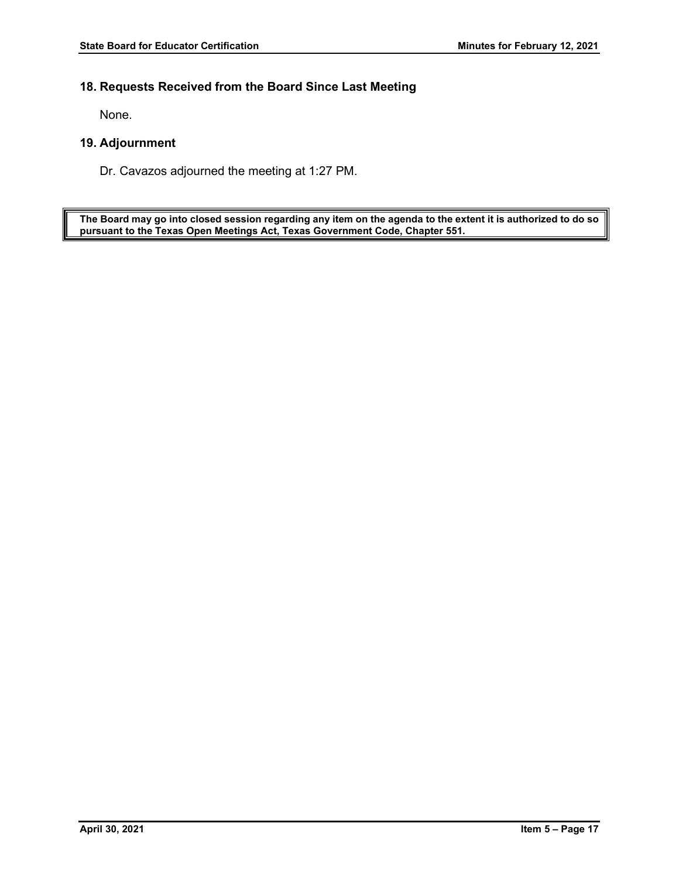## 18. Requests Received from the Board Since Last Meeting

None.

## 19. Adjournment

Dr. Cavazos adjourned the meeting at 1:27 PM.

**The Board may go into closed session regarding any item on the agenda to the extent it is authorized to do so pursuant to the Texas Open Meetings Act, Texas Government Code, Chapter 551.**